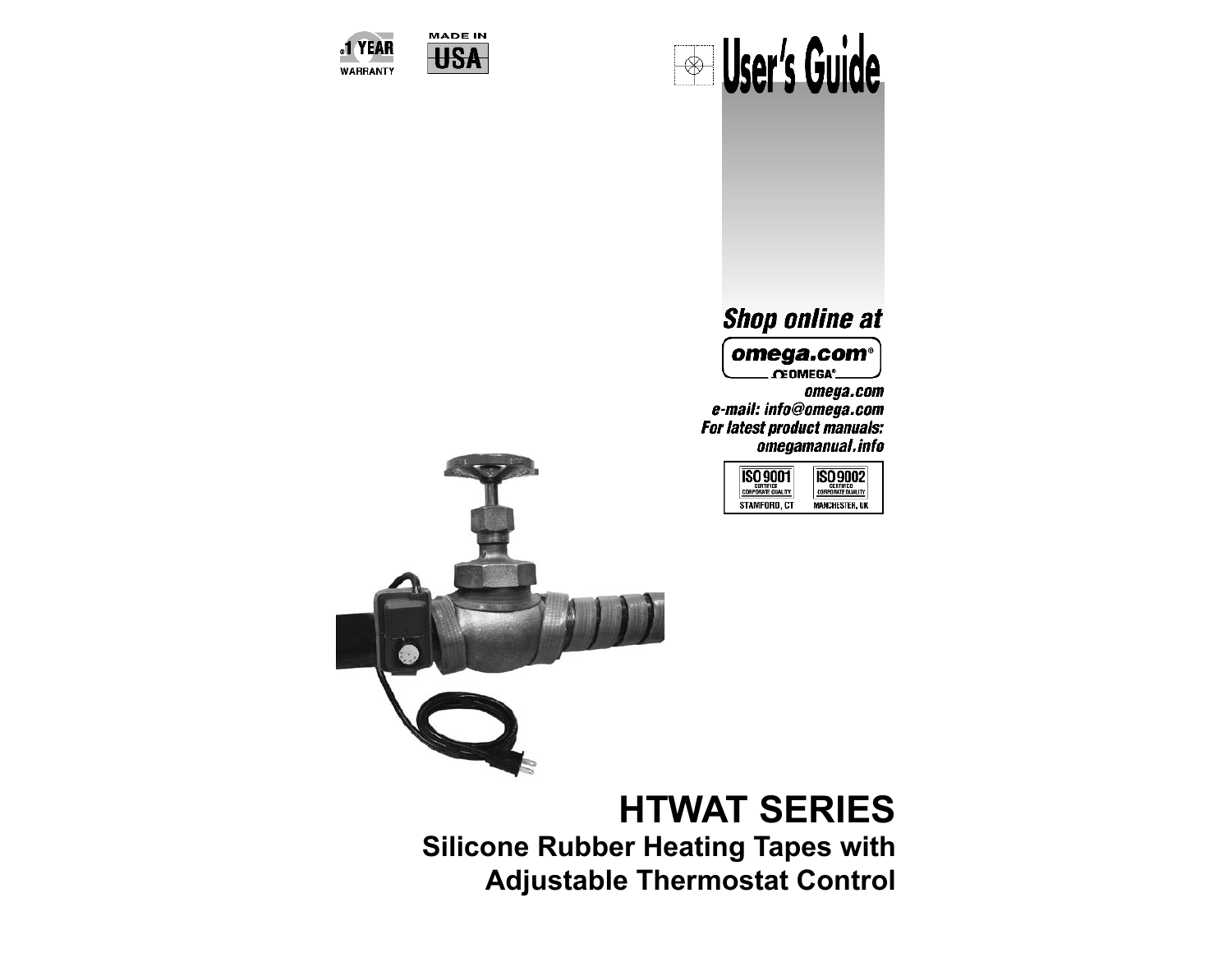1 YEAR WARRANTY

MADE IN USA

# User's Guide

*Shop online at*

**omega.com®**

OMEGA®

*omega.com*
*e-mail: info@omega.com*
*For latest product manuals:*
*omegamanual.info*

| ISO 9001 CERTIFIED CORPORATE QUALITY | ISO 9002 CERTIFIED CORPORATE QUALITY |
|---|---|
| STAMFORD, CT | MANCHESTER, UK |

# HTWAT SERIES

## Silicone Rubber Heating Tapes with Adjustable Thermostat Control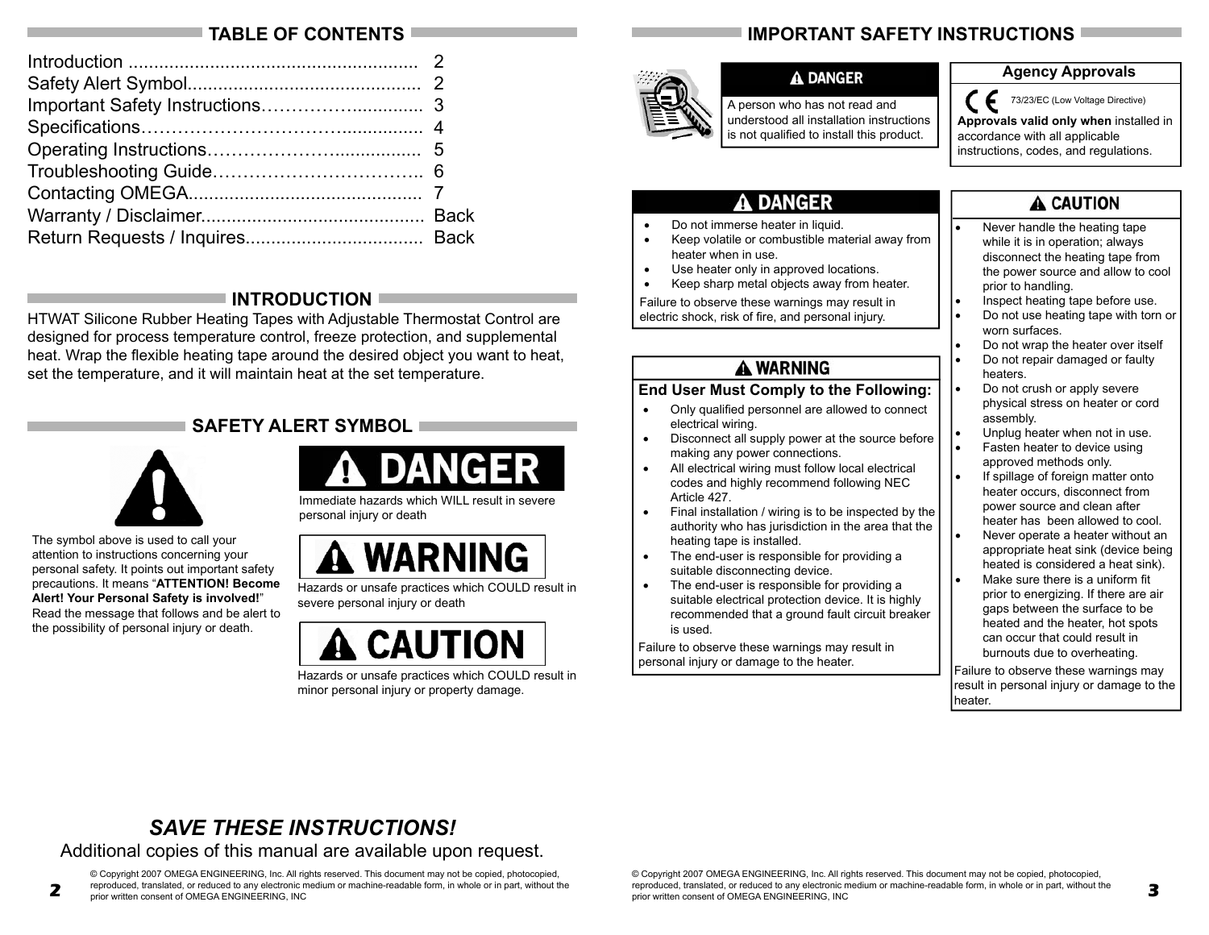## TABLE OF CONTENTS

| | |
|---|---|
| Introduction | 2 |
| Safety Alert Symbol | 2 |
| Important Safety Instructions | 3 |
| Specifications | 4 |
| Operating Instructions | 5 |
| Troubleshooting Guide | 6 |
| Contacting OMEGA | 7 |
| Warranty / Disclaimer | Back |
| Return Requests / Inquires | Back |

## INTRODUCTION

HTWAT Silicone Rubber Heating Tapes with Adjustable Thermostat Control are designed for process temperature control, freeze protection, and supplemental heat. Wrap the flexible heating tape around the desired object you want to heat, set the temperature, and it will maintain heat at the set temperature.

## SAFETY ALERT SYMBOL

The symbol above is used to call your attention to instructions concerning your personal safety. It points out important safety precautions. It means "**ATTENTION! Become Alert! Your Personal Safety is involved!**" Read the message that follows and be alert to the possibility of personal injury or death.

**⚠ DANGER**

Immediate hazards which WILL result in severe personal injury or death

**⚠ WARNING**

Hazards or unsafe practices which COULD result in severe personal injury or death

**⚠ CAUTION**

Hazards or unsafe practices which COULD result in minor personal injury or property damage.

## *SAVE THESE INSTRUCTIONS!*

Additional copies of this manual are available upon request.

© Copyright 2007 OMEGA ENGINEERING, Inc. All rights reserved. This document may not be copied, photocopied, reproduced, translated, or reduced to any electronic medium or machine-readable form, in whole or in part, without the prior written consent of OMEGA ENGINEERING, INC

## IMPORTANT SAFETY INSTRUCTIONS

**⚠ DANGER**

A person who has not read and understood all installation instructions is not qualified to install this product.

**Agency Approvals**

CE 73/23/EC (Low Voltage Directive)

**Approvals valid only when** installed in accordance with all applicable instructions, codes, and regulations.

**⚠ DANGER**

- Do not immerse heater in liquid.
- Keep volatile or combustible material away from heater when in use.
- Use heater only in approved locations.
- Keep sharp metal objects away from heater.

Failure to observe these warnings may result in electric shock, risk of fire, and personal injury.

**⚠ WARNING**

**End User Must Comply to the Following:**

- Only qualified personnel are allowed to connect electrical wiring.
- Disconnect all supply power at the source before making any power connections.
- All electrical wiring must follow local electrical codes and highly recommend following NEC Article 427.
- Final installation / wiring is to be inspected by the authority who has jurisdiction in the area that the heating tape is installed.
- The end-user is responsible for providing a suitable disconnecting device.
- The end-user is responsible for providing a suitable electrical protection device. It is highly recommended that a ground fault circuit breaker is used.

Failure to observe these warnings may result in personal injury or damage to the heater.

**⚠ CAUTION**

- Never handle the heating tape while it is in operation; always disconnect the heating tape from the power source and allow to cool prior to handling.
- Inspect heating tape before use.
- Do not use heating tape with torn or worn surfaces.
- Do not wrap the heater over itself
- Do not repair damaged or faulty heaters.
- Do not crush or apply severe physical stress on heater or cord assembly.
- Unplug heater when not in use.
- Fasten heater to device using approved methods only.
- If spillage of foreign matter onto heater occurs, disconnect from power source and clean after heater has been allowed to cool.
- Never operate a heater without an appropriate heat sink (device being heated is considered a heat sink).
- Make sure there is a uniform fit prior to energizing. If there are air gaps between the surface to be heated and the heater, hot spots can occur that could result in burnouts due to overheating.

Failure to observe these warnings may result in personal injury or damage to the heater.

© Copyright 2007 OMEGA ENGINEERING, Inc. All rights reserved. This document may not be copied, photocopied, reproduced, translated, or reduced to any electronic medium or machine-readable form, in whole or in part, without the prior written consent of OMEGA ENGINEERING, INC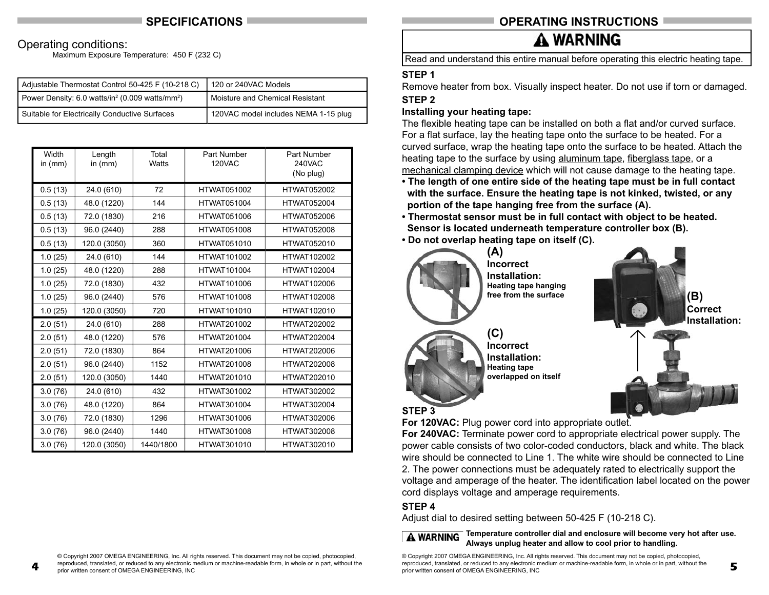## SPECIFICATIONS

Operating conditions:

Maximum Exposure Temperature: 450 F (232 C)

| Adjustable Thermostat Control 50-425 F (10-218 C) | 120 or 240VAC Models |
|---|---|
| Power Density: 6.0 watts/in$^2$ (0.009 watts/mm$^2$) | Moisture and Chemical Resistant |
| Suitable for Electrically Conductive Surfaces | 120VAC model includes NEMA 1-15 plug |

| Width in (mm) | Length in (mm) | Total Watts | Part Number 120VAC | Part Number 240VAC (No plug) |
|---|---|---|---|---|
| 0.5 (13) | 24.0 (610) | 72 | HTWAT051002 | HTWAT052002 |
| 0.5 (13) | 48.0 (1220) | 144 | HTWAT051004 | HTWAT052004 |
| 0.5 (13) | 72.0 (1830) | 216 | HTWAT051006 | HTWAT052006 |
| 0.5 (13) | 96.0 (2440) | 288 | HTWAT051008 | HTWAT052008 |
| 0.5 (13) | 120.0 (3050) | 360 | HTWAT051010 | HTWAT052010 |
| 1.0 (25) | 24.0 (610) | 144 | HTWAT101002 | HTWAT102002 |
| 1.0 (25) | 48.0 (1220) | 288 | HTWAT101004 | HTWAT102004 |
| 1.0 (25) | 72.0 (1830) | 432 | HTWAT101006 | HTWAT102006 |
| 1.0 (25) | 96.0 (2440) | 576 | HTWAT101008 | HTWAT102008 |
| 1.0 (25) | 120.0 (3050) | 720 | HTWAT101010 | HTWAT102010 |
| 2.0 (51) | 24.0 (610) | 288 | HTWAT201002 | HTWAT202002 |
| 2.0 (51) | 48.0 (1220) | 576 | HTWAT201004 | HTWAT202004 |
| 2.0 (51) | 72.0 (1830) | 864 | HTWAT201006 | HTWAT202006 |
| 2.0 (51) | 96.0 (2440) | 1152 | HTWAT201008 | HTWAT202008 |
| 2.0 (51) | 120.0 (3050) | 1440 | HTWAT201010 | HTWAT202010 |
| 3.0 (76) | 24.0 (610) | 432 | HTWAT301002 | HTWAT302002 |
| 3.0 (76) | 48.0 (1220) | 864 | HTWAT301004 | HTWAT302004 |
| 3.0 (76) | 72.0 (1830) | 1296 | HTWAT301006 | HTWAT302006 |
| 3.0 (76) | 96.0 (2440) | 1440 | HTWAT301008 | HTWAT302008 |
| 3.0 (76) | 120.0 (3050) | 1440/1800 | HTWAT301010 | HTWAT302010 |

© Copyright 2007 OMEGA ENGINEERING, Inc. All rights reserved. This document may not be copied, photocopied, reproduced, translated, or reduced to any electronic medium or machine-readable form, in whole or in part, without the prior written consent of OMEGA ENGINEERING, INC

## OPERATING INSTRUCTIONS

**⚠ WARNING**

Read and understand this entire manual before operating this electric heating tape.

**STEP 1**

Remove heater from box. Visually inspect heater. Do not use if torn or damaged.

**STEP 2**

**Installing your heating tape:**

The flexible heating tape can be installed on both a flat and/or curved surface. For a flat surface, lay the heating tape onto the surface to be heated. For a curved surface, wrap the heating tape onto the surface to be heated. Attach the heating tape to the surface by using aluminum tape, fiberglass tape, or a mechanical clamping device which will not cause damage to the heating tape.

- **The length of one entire side of the heating tape must be in full contact with the surface. Ensure the heating tape is not kinked, twisted, or any portion of the tape hanging free from the surface (A).**
- **Thermostat sensor must be in full contact with object to be heated. Sensor is located underneath temperature controller box (B).**
- **Do not overlap heating tape on itself (C).**

**(A) Incorrect Installation:** **Heating tape hanging free from the surface**

**(B) Correct Installation:**

**(C) Incorrect Installation:** **Heating tape overlapped on itself**

**STEP 3**

**For 120VAC:** Plug power cord into appropriate outlet.

**For 240VAC:** Terminate power cord to appropriate electrical power supply. The power cable consists of two color-coded conductors, black and white. The black wire should be connected to Line 1. The white wire should be connected to Line 2. The power connections must be adequately rated to electrically support the voltage and amperage of the heater. The identification label located on the power cord displays voltage and amperage requirements.

**STEP 4**

Adjust dial to desired setting between 50-425 F (10-218 C).

**⚠ WARNING** **Temperature controller dial and enclosure will become very hot after use. Always unplug heater and allow to cool prior to handling.**

© Copyright 2007 OMEGA ENGINEERING, Inc. All rights reserved. This document may not be copied, photocopied, reproduced, translated, or reduced to any electronic medium or machine-readable form, in whole or in part, without the prior written consent of OMEGA ENGINEERING, INC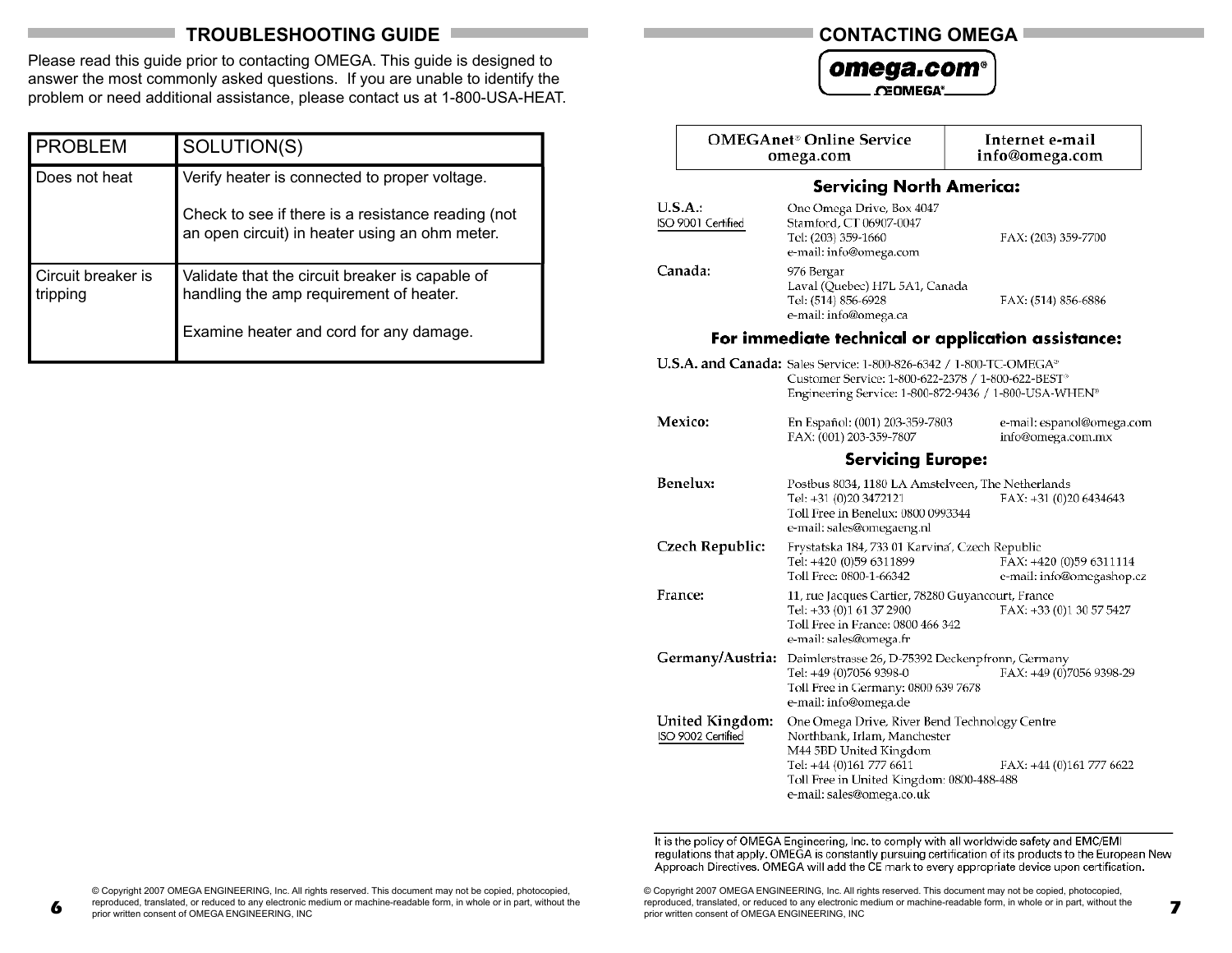## TROUBLESHOOTING GUIDE

Please read this guide prior to contacting OMEGA. This guide is designed to answer the most commonly asked questions. If you are unable to identify the problem or need additional assistance, please contact us at 1-800-USA-HEAT.

| PROBLEM | SOLUTION(S) |
|---|---|
| Does not heat | Verify heater is connected to proper voltage.<br><br>Check to see if there is a resistance reading (not an open circuit) in heater using an ohm meter. |
| Circuit breaker is tripping | Validate that the circuit breaker is capable of handling the amp requirement of heater.<br><br>Examine heater and cord for any damage. |

© Copyright 2007 OMEGA ENGINEERING, Inc. All rights reserved. This document may not be copied, photocopied, reproduced, translated, or reduced to any electronic medium or machine-readable form, in whole or in part, without the prior written consent of OMEGA ENGINEERING, INC

## CONTACTING OMEGA

omega.com®
OMEGA®

| OMEGAnet® Online Service omega.com | Internet e-mail info@omega.com |
|---|---|

### Servicing North America:

**U.S.A.:** ISO 9001 Certified
One Omega Drive, Box 4047
Stamford, CT 06907-0047
Tel: (203) 359-1660 FAX: (203) 359-7700
e-mail: info@omega.com

**Canada:**
976 Bergar
Laval (Quebec) H7L 5A1, Canada
Tel: (514) 856-6928 FAX: (514) 856-6886
e-mail: info@omega.ca

### For immediate technical or application assistance:

**U.S.A. and Canada:** Sales Service: 1-800-826-6342 / 1-800-TC-OMEGA®
Customer Service: 1-800-622-2378 / 1-800-622-BEST®
Engineering Service: 1-800-872-9436 / 1-800-USA-WHEN®

**Mexico:** En Español: (001) 203-359-7803 e-mail: espanol@omega.com
FAX: (001) 203-359-7807 info@omega.com.mx

### Servicing Europe:

**Benelux:**
Postbus 8034, 1180 LA Amstelveen, The Netherlands
Tel: +31 (0)20 3472121 FAX: +31 (0)20 6434643
Toll Free in Benelux: 0800 0993344
e-mail: sales@omegaeng.nl

**Czech Republic:**
Frystatska 184, 733 01 Karviná, Czech Republic
Tel: +420 (0)59 6311899 FAX: +420 (0)59 6311114
Toll Free: 0800-1-66342 e-mail: info@omegashop.cz

**France:**
11, rue Jacques Cartier, 78280 Guyancourt, France
Tel: +33 (0)1 61 37 2900 FAX: +33 (0)1 30 57 5427
Toll Free in France: 0800 466 342
e-mail: sales@omega.fr

**Germany/Austria:**
Daimlerstrasse 26, D-75392 Deckenpfronn, Germany
Tel: +49 (0)7056 9398-0 FAX: +49 (0)7056 9398-29
Toll Free in Germany: 0800 639 7678
e-mail: info@omega.de

**United Kingdom:** ISO 9002 Certified
One Omega Drive, River Bend Technology Centre
Northbank, Irlam, Manchester
M44 5BD United Kingdom
Tel: +44 (0)161 777 6611 FAX: +44 (0)161 777 6622
Toll Free in United Kingdom: 0800-488-488
e-mail: sales@omega.co.uk

It is the policy of OMEGA Engineering, Inc. to comply with all worldwide safety and EMC/EMI regulations that apply. OMEGA is constantly pursuing certification of its products to the European New Approach Directives. OMEGA will add the CE mark to every appropriate device upon certification.

© Copyright 2007 OMEGA ENGINEERING, Inc. All rights reserved. This document may not be copied, photocopied, reproduced, translated, or reduced to any electronic medium or machine-readable form, in whole or in part, without the prior written consent of OMEGA ENGINEERING, INC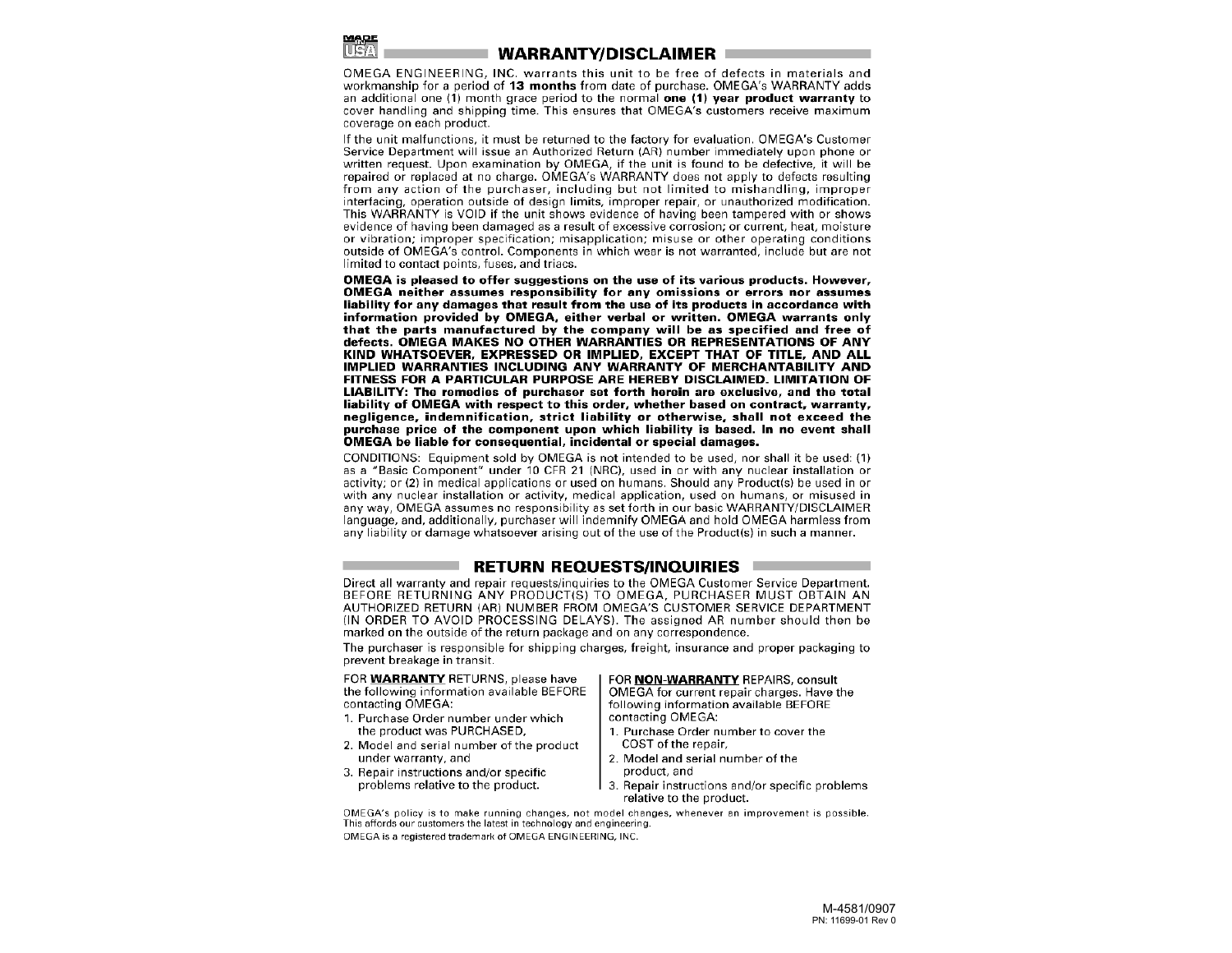MADE IN USA

## WARRANTY/DISCLAIMER

OMEGA ENGINEERING, INC. warrants this unit to be free of defects in materials and workmanship for a period of **13 months** from date of purchase. OMEGA's WARRANTY adds an additional one (1) month grace period to the normal **one (1) year product warranty** to cover handling and shipping time. This ensures that OMEGA's customers receive maximum coverage on each product.

If the unit malfunctions, it must be returned to the factory for evaluation. OMEGA's Customer Service Department will issue an Authorized Return (AR) number immediately upon phone or written request. Upon examination by OMEGA, if the unit is found to be defective, it will be repaired or replaced at no charge. OMEGA's WARRANTY does not apply to defects resulting from any action of the purchaser, including but not limited to mishandling, improper interfacing, operation outside of design limits, improper repair, or unauthorized modification. This WARRANTY is VOID if the unit shows evidence of having been tampered with or shows evidence of having been damaged as a result of excessive corrosion; or current, heat, moisture or vibration; improper specification; misapplication; misuse or other operating conditions outside of OMEGA's control. Components in which wear is not warranted, include but are not limited to contact points, fuses, and triacs.

**OMEGA is pleased to offer suggestions on the use of its various products. However, OMEGA neither assumes responsibility for any omissions or errors nor assumes liability for any damages that result from the use of its products in accordance with information provided by OMEGA, either verbal or written. OMEGA warrants only that the parts manufactured by the company will be as specified and free of defects. OMEGA MAKES NO OTHER WARRANTIES OR REPRESENTATIONS OF ANY KIND WHATSOEVER, EXPRESSED OR IMPLIED, EXCEPT THAT OF TITLE, AND ALL IMPLIED WARRANTIES INCLUDING ANY WARRANTY OF MERCHANTABILITY AND FITNESS FOR A PARTICULAR PURPOSE ARE HEREBY DISCLAIMED. LIMITATION OF LIABILITY: The remedies of purchaser set forth herein are exclusive, and the total liability of OMEGA with respect to this order, whether based on contract, warranty, negligence, indemnification, strict liability or otherwise, shall not exceed the purchase price of the component upon which liability is based. In no event shall OMEGA be liable for consequential, incidental or special damages.**

CONDITIONS: Equipment sold by OMEGA is not intended to be used, nor shall it be used: (1) as a "Basic Component" under 10 CFR 21 (NRC), used in or with any nuclear installation or activity; or (2) in medical applications or used on humans. Should any Product(s) be used in or with any nuclear installation or activity, medical application, used on humans, or misused in any way, OMEGA assumes no responsibility as set forth in our basic WARRANTY/DISCLAIMER language, and, additionally, purchaser will indemnify OMEGA and hold OMEGA harmless from any liability or damage whatsoever arising out of the use of the Product(s) in such a manner.

## RETURN REQUESTS/INQUIRIES

Direct all warranty and repair requests/inquiries to the OMEGA Customer Service Department. BEFORE RETURNING ANY PRODUCT(S) TO OMEGA, PURCHASER MUST OBTAIN AN AUTHORIZED RETURN (AR) NUMBER FROM OMEGA'S CUSTOMER SERVICE DEPARTMENT (IN ORDER TO AVOID PROCESSING DELAYS). The assigned AR number should then be marked on the outside of the return package and on any correspondence.

The purchaser is responsible for shipping charges, freight, insurance and proper packaging to prevent breakage in transit.

FOR **WARRANTY** RETURNS, please have the following information available BEFORE contacting OMEGA:

1. Purchase Order number under which the product was PURCHASED,
2. Model and serial number of the product under warranty, and
3. Repair instructions and/or specific problems relative to the product.

FOR **NON-WARRANTY** REPAIRS, consult OMEGA for current repair charges. Have the following information available BEFORE contacting OMEGA:

1. Purchase Order number to cover the COST of the repair,
2. Model and serial number of the product, and
3. Repair instructions and/or specific problems relative to the product.

OMEGA's policy is to make running changes, not model changes, whenever an improvement is possible. This affords our customers the latest in technology and engineering.

OMEGA is a registered trademark of OMEGA ENGINEERING, INC.

M-4581/0907
PN: 11699-01 Rev 0